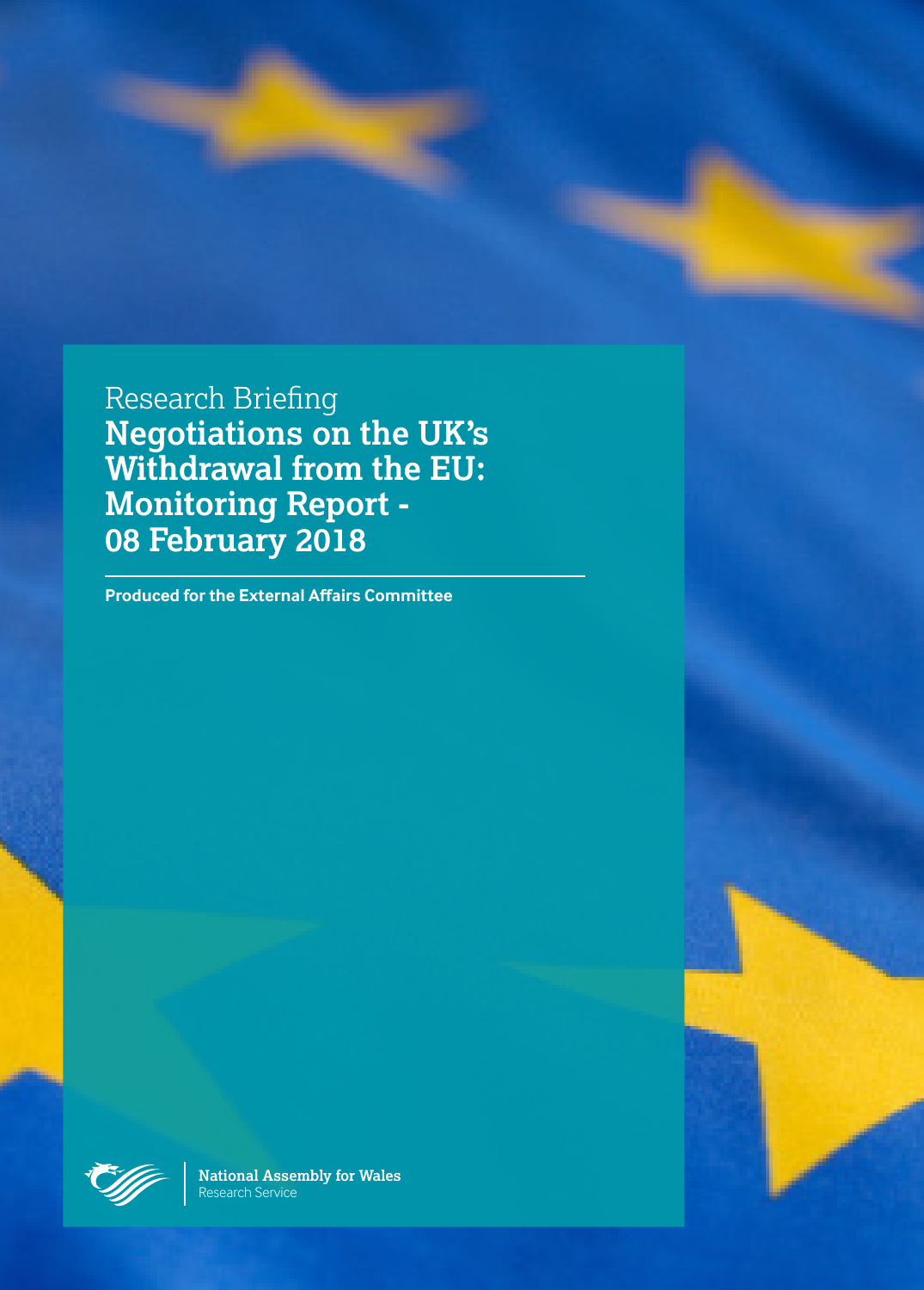Research Briefing

# Negotiations on the UK's Withdrawal from the EU: Monitoring Report - 08 February 2018

**Produced for the External Affairs Committee**

**National Assembly for Wales**
Research Service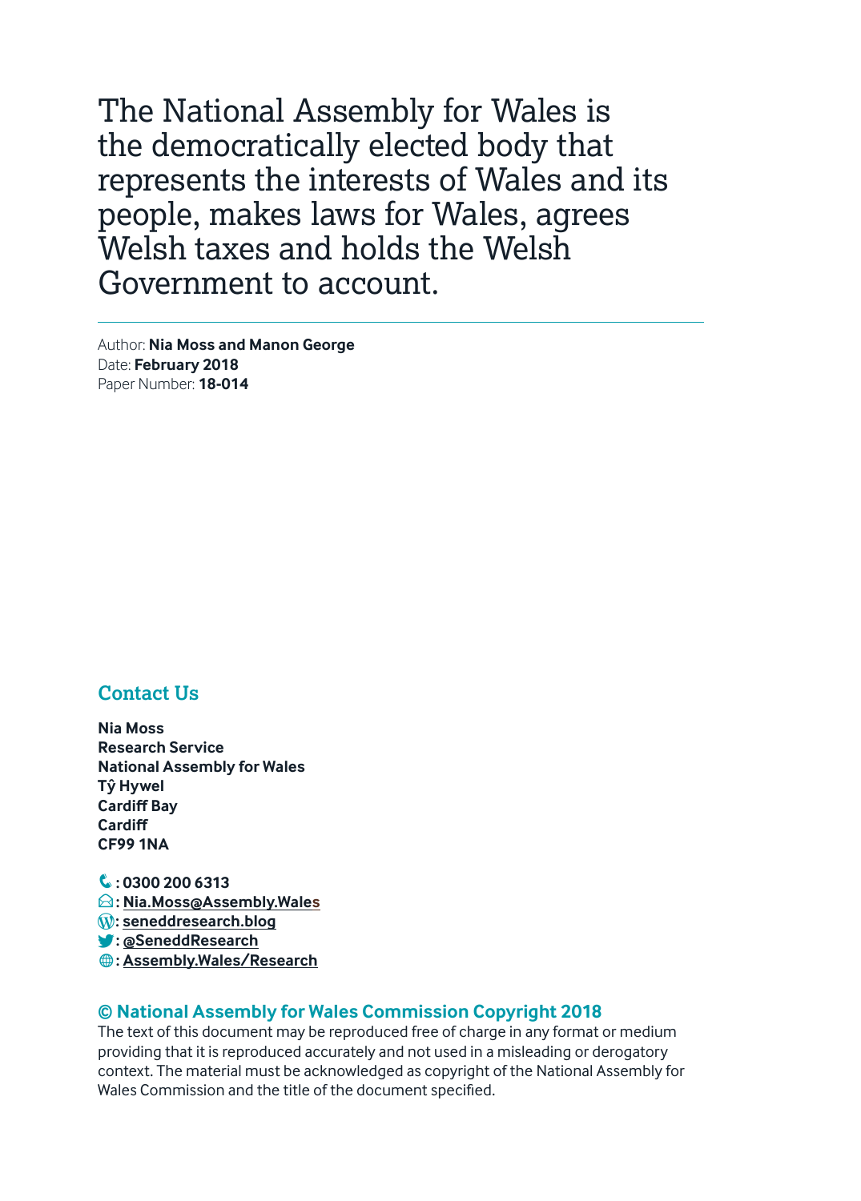The National Assembly for Wales is the democratically elected body that represents the interests of Wales and its people, makes laws for Wales, agrees Welsh taxes and holds the Welsh Government to account.

---

Author: **Nia Moss and Manon George**
Date: **February 2018**
Paper Number: **18-014**

## Contact Us

**Nia Moss**
**Research Service**
**National Assembly for Wales**
**Tŷ Hywel**
**Cardiff Bay**
**Cardiff**
**CF99 1NA**

**: 0300 200 6313**
**: Nia.Moss@Assembly.Wales**
**: seneddresearch.blog**
**: @SeneddResearch**
**: Assembly.Wales/Research**

**© National Assembly for Wales Commission Copyright 2018**

The text of this document may be reproduced free of charge in any format or medium providing that it is reproduced accurately and not used in a misleading or derogatory context. The material must be acknowledged as copyright of the National Assembly for Wales Commission and the title of the document specified.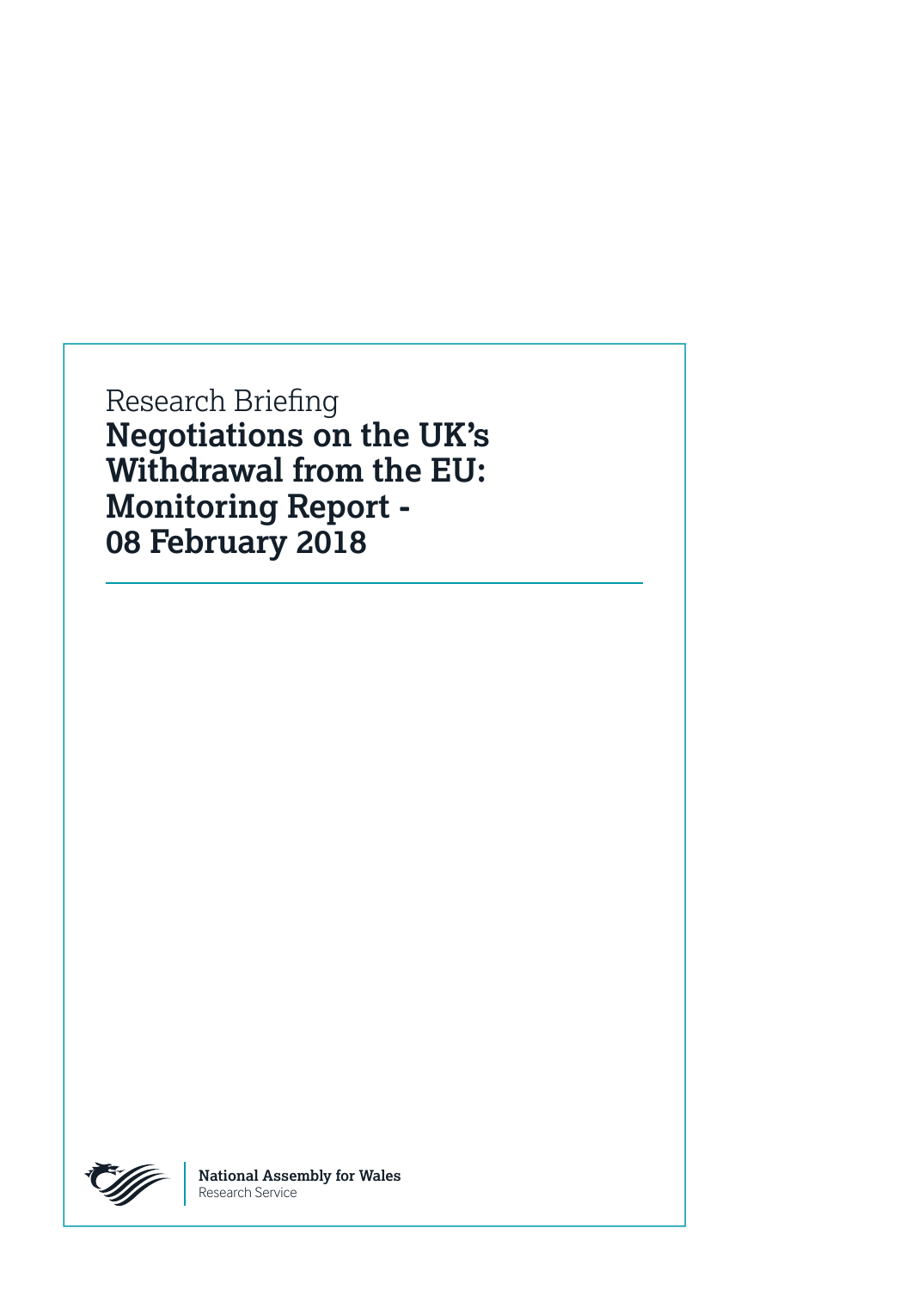Research Briefing

# Negotiations on the UK's Withdrawal from the EU: Monitoring Report - 08 February 2018

**National Assembly for Wales**
Research Service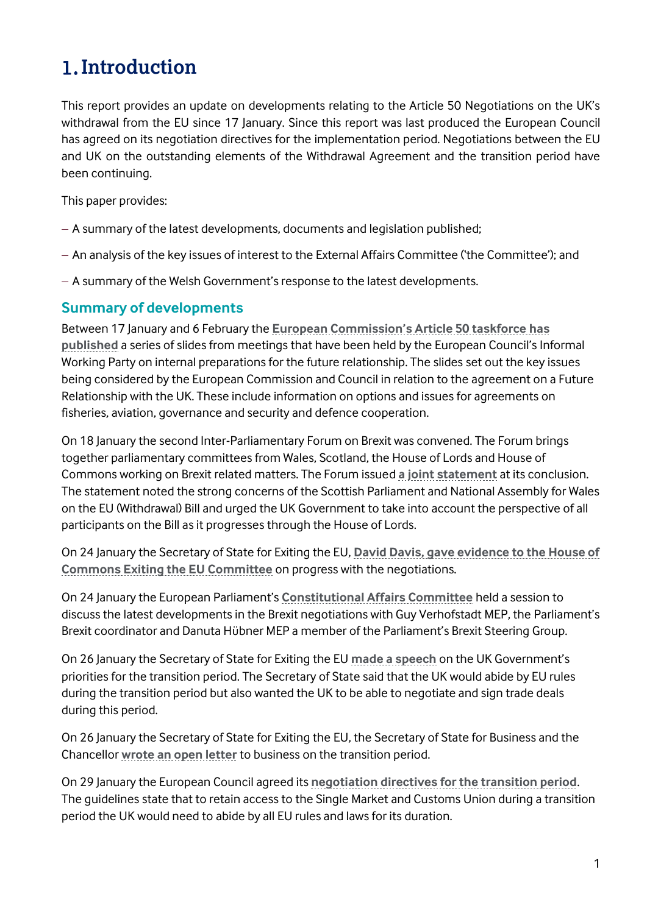# 1. Introduction

This report provides an update on developments relating to the Article 50 Negotiations on the UK's withdrawal from the EU since 17 January. Since this report was last produced the European Council has agreed on its negotiation directives for the implementation period. Negotiations between the EU and UK on the outstanding elements of the Withdrawal Agreement and the transition period have been continuing.

This paper provides:

- A summary of the latest developments, documents and legislation published;
- An analysis of the key issues of interest to the External Affairs Committee ('the Committee'); and
- A summary of the Welsh Government's response to the latest developments.

## Summary of developments

Between 17 January and 6 February the **European Commission's Article 50 taskforce has published** a series of slides from meetings that have been held by the European Council's Informal Working Party on internal preparations for the future relationship. The slides set out the key issues being considered by the European Commission and Council in relation to the agreement on a Future Relationship with the UK. These include information on options and issues for agreements on fisheries, aviation, governance and security and defence cooperation.

On 18 January the second Inter-Parliamentary Forum on Brexit was convened. The Forum brings together parliamentary committees from Wales, Scotland, the House of Lords and House of Commons working on Brexit related matters. The Forum issued **a joint statement** at its conclusion. The statement noted the strong concerns of the Scottish Parliament and National Assembly for Wales on the EU (Withdrawal) Bill and urged the UK Government to take into account the perspective of all participants on the Bill as it progresses through the House of Lords.

On 24 January the Secretary of State for Exiting the EU, **David Davis, gave evidence to the House of Commons Exiting the EU Committee** on progress with the negotiations.

On 24 January the European Parliament's **Constitutional Affairs Committee** held a session to discuss the latest developments in the Brexit negotiations with Guy Verhofstadt MEP, the Parliament's Brexit coordinator and Danuta Hübner MEP a member of the Parliament's Brexit Steering Group.

On 26 January the Secretary of State for Exiting the EU **made a speech** on the UK Government's priorities for the transition period. The Secretary of State said that the UK would abide by EU rules during the transition period but also wanted the UK to be able to negotiate and sign trade deals during this period.

On 26 January the Secretary of State for Exiting the EU, the Secretary of State for Business and the Chancellor **wrote an open letter** to business on the transition period.

On 29 January the European Council agreed its **negotiation directives for the transition period**. The guidelines state that to retain access to the Single Market and Customs Union during a transition period the UK would need to abide by all EU rules and laws for its duration.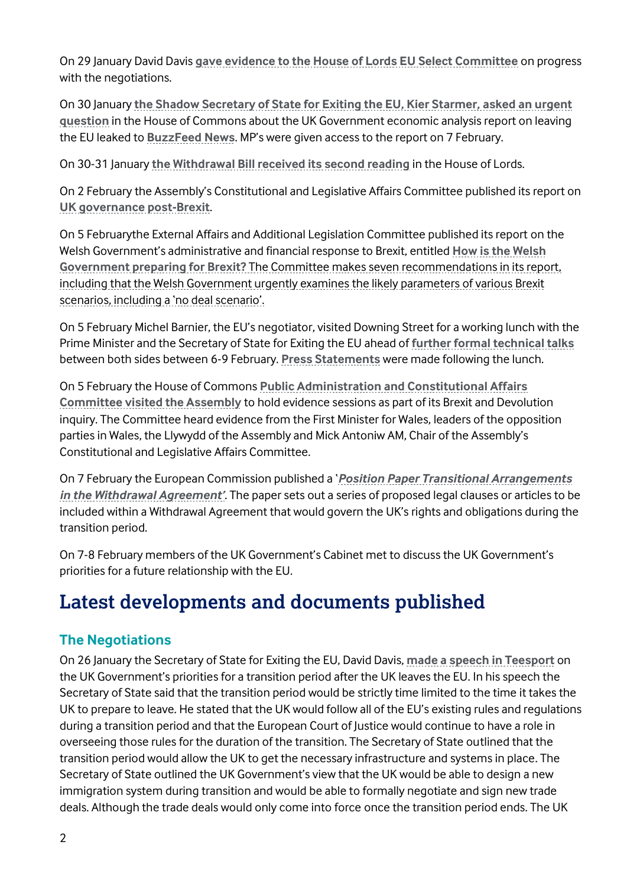On 29 January David Davis **gave evidence to the House of Lords EU Select Committee** on progress with the negotiations.

On 30 January **the Shadow Secretary of State for Exiting the EU, Kier Starmer, asked an urgent question** in the House of Commons about the UK Government economic analysis report on leaving the EU leaked to **BuzzFeed News**. MP's were given access to the report on 7 February.

On 30-31 January **the Withdrawal Bill received its second reading** in the House of Lords.

On 2 February the Assembly's Constitutional and Legislative Affairs Committee published its report on **UK governance post-Brexit**.

On 5 Februarythe External Affairs and Additional Legislation Committee published its report on the Welsh Government's administrative and financial response to Brexit, entitled **How is the Welsh Government preparing for Brexit?** The Committee makes seven recommendations in its report, including that the Welsh Government urgently examines the likely parameters of various Brexit scenarios, including a 'no deal scenario'.

On 5 February Michel Barnier, the EU's negotiator, visited Downing Street for a working lunch with the Prime Minister and the Secretary of State for Exiting the EU ahead of **further formal technical talks** between both sides between 6-9 February. **Press Statements** were made following the lunch.

On 5 February the House of Commons **Public Administration and Constitutional Affairs Committee visited the Assembly** to hold evidence sessions as part of its Brexit and Devolution inquiry. The Committee heard evidence from the First Minister for Wales, leaders of the opposition parties in Wales, the Llywydd of the Assembly and Mick Antoniw AM, Chair of the Assembly's Constitutional and Legislative Affairs Committee.

On 7 February the European Commission published a '***Position Paper Transitional Arrangements in the Withdrawal Agreement'***. The paper sets out a series of proposed legal clauses or articles to be included within a Withdrawal Agreement that would govern the UK's rights and obligations during the transition period.

On 7-8 February members of the UK Government's Cabinet met to discuss the UK Government's priorities for a future relationship with the EU.

# Latest developments and documents published

## The Negotiations

On 26 January the Secretary of State for Exiting the EU, David Davis, **made a speech in Teesport** on the UK Government's priorities for a transition period after the UK leaves the EU. In his speech the Secretary of State said that the transition period would be strictly time limited to the time it takes the UK to prepare to leave. He stated that the UK would follow all of the EU's existing rules and regulations during a transition period and that the European Court of Justice would continue to have a role in overseeing those rules for the duration of the transition. The Secretary of State outlined that the transition period would allow the UK to get the necessary infrastructure and systems in place. The Secretary of State outlined the UK Government's view that the UK would be able to design a new immigration system during transition and would be able to formally negotiate and sign new trade deals. Although the trade deals would only come into force once the transition period ends. The UK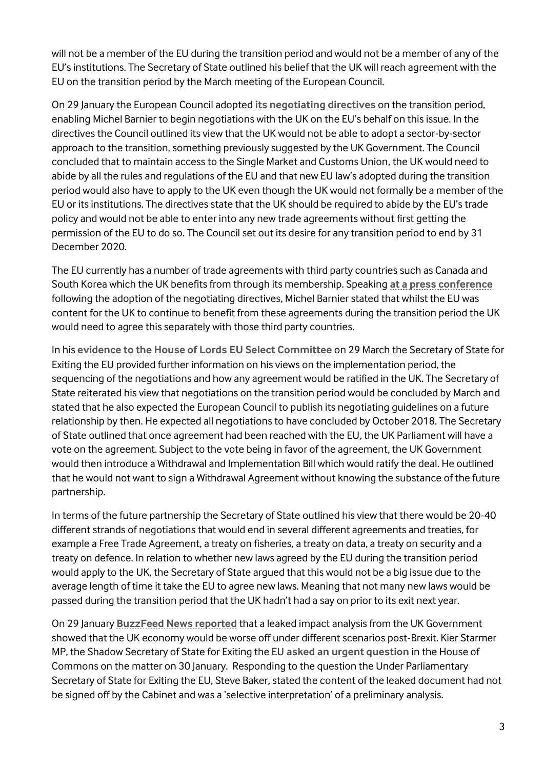will not be a member of the EU during the transition period and would not be a member of any of the EU's institutions. The Secretary of State outlined his belief that the UK will reach agreement with the EU on the transition period by the March meeting of the European Council.

On 29 January the European Council adopted **its negotiating directives** on the transition period, enabling Michel Barnier to begin negotiations with the UK on the EU's behalf on this issue. In the directives the Council outlined its view that the UK would not be able to adopt a sector-by-sector approach to the transition, something previously suggested by the UK Government. The Council concluded that to maintain access to the Single Market and Customs Union, the UK would need to abide by all the rules and regulations of the EU and that new EU law's adopted during the transition period would also have to apply to the UK even though the UK would not formally be a member of the EU or its institutions. The directives state that the UK should be required to abide by the EU's trade policy and would not be able to enter into any new trade agreements without first getting the permission of the EU to do so. The Council set out its desire for any transition period to end by 31 December 2020.

The EU currently has a number of trade agreements with third party countries such as Canada and South Korea which the UK benefits from through its membership. Speaking **at a press conference** following the adoption of the negotiating directives, Michel Barnier stated that whilst the EU was content for the UK to continue to benefit from these agreements during the transition period the UK would need to agree this separately with those third party countries.

In his **evidence to the House of Lords EU Select Committee** on 29 March the Secretary of State for Exiting the EU provided further information on his views on the implementation period, the sequencing of the negotiations and how any agreement would be ratified in the UK. The Secretary of State reiterated his view that negotiations on the transition period would be concluded by March and stated that he also expected the European Council to publish its negotiating guidelines on a future relationship by then. He expected all negotiations to have concluded by October 2018. The Secretary of State outlined that once agreement had been reached with the EU, the UK Parliament will have a vote on the agreement. Subject to the vote being in favor of the agreement, the UK Government would then introduce a Withdrawal and Implementation Bill which would ratify the deal. He outlined that he would not want to sign a Withdrawal Agreement without knowing the substance of the future partnership.

In terms of the future partnership the Secretary of State outlined his view that there would be 20-40 different strands of negotiations that would end in several different agreements and treaties, for example a Free Trade Agreement, a treaty on fisheries, a treaty on data, a treaty on security and a treaty on defence. In relation to whether new laws agreed by the EU during the transition period would apply to the UK, the Secretary of State argued that this would not be a big issue due to the average length of time it take the EU to agree new laws. Meaning that not many new laws would be passed during the transition period that the UK hadn't had a say on prior to its exit next year.

On 29 January **BuzzFeed News reported** that a leaked impact analysis from the UK Government showed that the UK economy would be worse off under different scenarios post-Brexit. Kier Starmer MP, the Shadow Secretary of State for Exiting the EU **asked an urgent question** in the House of Commons on the matter on 30 January. Responding to the question the Under Parliamentary Secretary of State for Exiting the EU, Steve Baker, stated the content of the leaked document had not been signed off by the Cabinet and was a 'selective interpretation' of a preliminary analysis.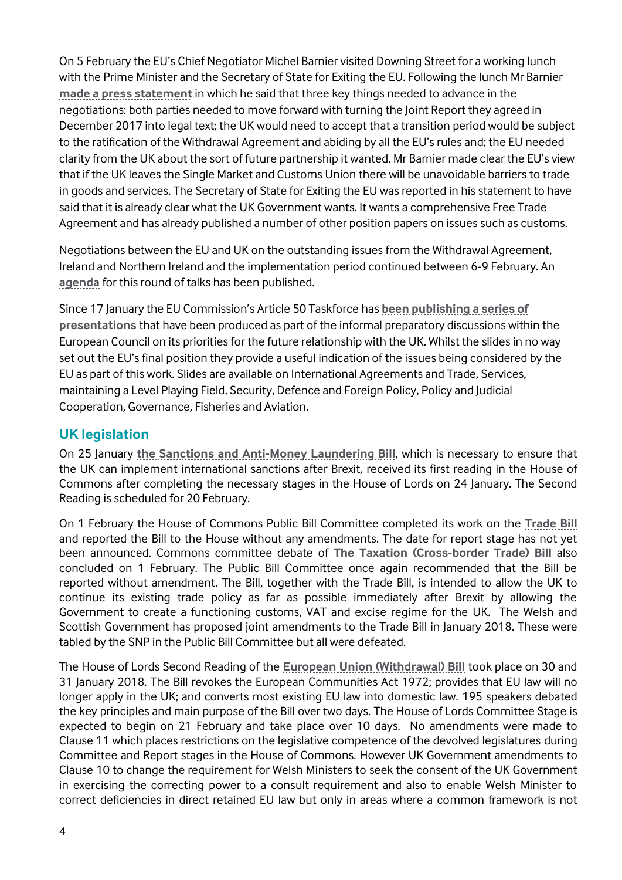On 5 February the EU's Chief Negotiator Michel Barnier visited Downing Street for a working lunch with the Prime Minister and the Secretary of State for Exiting the EU. Following the lunch Mr Barnier **made a press statement** in which he said that three key things needed to advance in the negotiations: both parties needed to move forward with turning the Joint Report they agreed in December 2017 into legal text; the UK would need to accept that a transition period would be subject to the ratification of the Withdrawal Agreement and abiding by all the EU's rules and; the EU needed clarity from the UK about the sort of future partnership it wanted. Mr Barnier made clear the EU's view that if the UK leaves the Single Market and Customs Union there will be unavoidable barriers to trade in goods and services. The Secretary of State for Exiting the EU was reported in his statement to have said that it is already clear what the UK Government wants. It wants a comprehensive Free Trade Agreement and has already published a number of other position papers on issues such as customs.

Negotiations between the EU and UK on the outstanding issues from the Withdrawal Agreement, Ireland and Northern Ireland and the implementation period continued between 6-9 February. An **agenda** for this round of talks has been published.

Since 17 January the EU Commission's Article 50 Taskforce has **been publishing a series of presentations** that have been produced as part of the informal preparatory discussions within the European Council on its priorities for the future relationship with the UK. Whilst the slides in no way set out the EU's final position they provide a useful indication of the issues being considered by the EU as part of this work. Slides are available on International Agreements and Trade, Services, maintaining a Level Playing Field, Security, Defence and Foreign Policy, Policy and Judicial Cooperation, Governance, Fisheries and Aviation.

## UK legislation

On 25 January **the Sanctions and Anti-Money Laundering Bill**, which is necessary to ensure that the UK can implement international sanctions after Brexit, received its first reading in the House of Commons after completing the necessary stages in the House of Lords on 24 January. The Second Reading is scheduled for 20 February.

On 1 February the House of Commons Public Bill Committee completed its work on the **Trade Bill** and reported the Bill to the House without any amendments. The date for report stage has not yet been announced. Commons committee debate of **The Taxation (Cross-border Trade) Bill** also concluded on 1 February. The Public Bill Committee once again recommended that the Bill be reported without amendment. The Bill, together with the Trade Bill, is intended to allow the UK to continue its existing trade policy as far as possible immediately after Brexit by allowing the Government to create a functioning customs, VAT and excise regime for the UK. The Welsh and Scottish Government has proposed joint amendments to the Trade Bill in January 2018. These were tabled by the SNP in the Public Bill Committee but all were defeated.

The House of Lords Second Reading of the **European Union (Withdrawal) Bill** took place on 30 and 31 January 2018. The Bill revokes the European Communities Act 1972; provides that EU law will no longer apply in the UK; and converts most existing EU law into domestic law. 195 speakers debated the key principles and main purpose of the Bill over two days. The House of Lords Committee Stage is expected to begin on 21 February and take place over 10 days. No amendments were made to Clause 11 which places restrictions on the legislative competence of the devolved legislatures during Committee and Report stages in the House of Commons. However UK Government amendments to Clause 10 to change the requirement for Welsh Ministers to seek the consent of the UK Government in exercising the correcting power to a consult requirement and also to enable Welsh Minister to correct deficiencies in direct retained EU law but only in areas where a common framework is not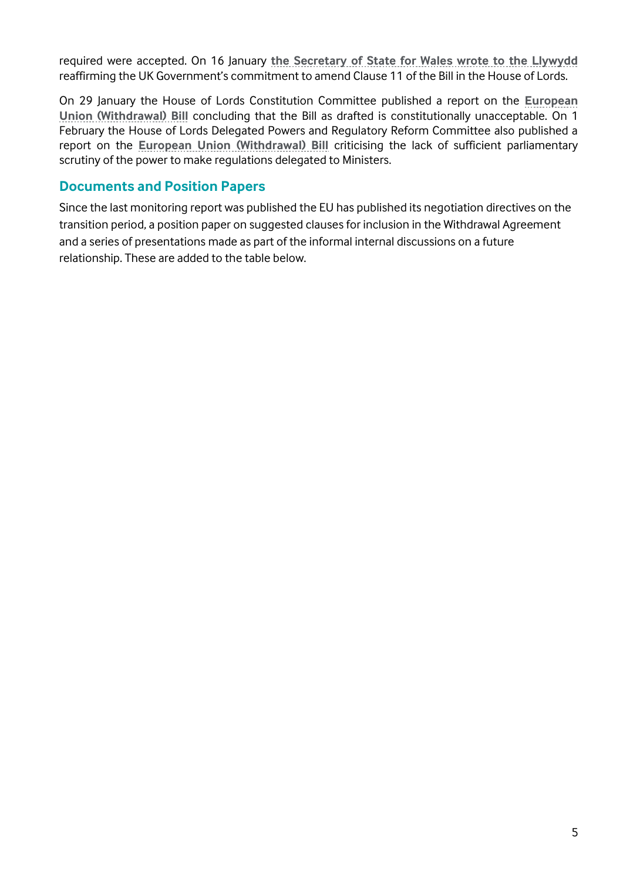required were accepted. On 16 January **the Secretary of State for Wales wrote to the Llywydd** reaffirming the UK Government's commitment to amend Clause 11 of the Bill in the House of Lords.

On 29 January the House of Lords Constitution Committee published a report on the **European Union (Withdrawal) Bill** concluding that the Bill as drafted is constitutionally unacceptable. On 1 February the House of Lords Delegated Powers and Regulatory Reform Committee also published a report on the **European Union (Withdrawal) Bill** criticising the lack of sufficient parliamentary scrutiny of the power to make regulations delegated to Ministers.

## Documents and Position Papers

Since the last monitoring report was published the EU has published its negotiation directives on the transition period, a position paper on suggested clauses for inclusion in the Withdrawal Agreement and a series of presentations made as part of the informal internal discussions on a future relationship. These are added to the table below.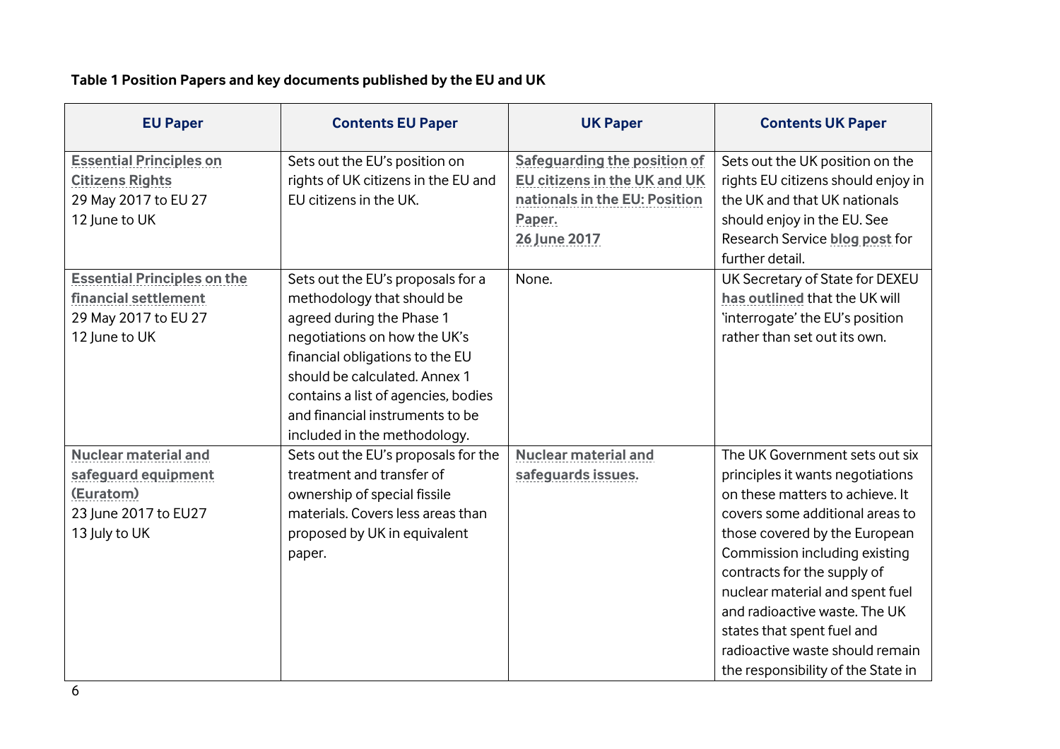**Table 1 Position Papers and key documents published by the EU and UK**

| EU Paper | Contents EU Paper | UK Paper | Contents UK Paper |
|---|---|---|---|
| Essential Principles on Citizens Rights<br>29 May 2017 to EU 27<br>12 June to UK | Sets out the EU's position on rights of UK citizens in the EU and EU citizens in the UK. | Safeguarding the position of EU citizens in the UK and UK nationals in the EU: Position Paper.<br>26 June 2017 | Sets out the UK position on the rights EU citizens should enjoy in the UK and that UK nationals should enjoy in the EU. See Research Service blog post for further detail. |
| Essential Principles on the financial settlement<br>29 May 2017 to EU 27<br>12 June to UK | Sets out the EU's proposals for a methodology that should be agreed during the Phase 1 negotiations on how the UK's financial obligations to the EU should be calculated. Annex 1 contains a list of agencies, bodies and financial instruments to be included in the methodology. | None. | UK Secretary of State for DEXEU has outlined that the UK will 'interrogate' the EU's position rather than set out its own. |
| Nuclear material and safeguard equipment (Euratom)<br>23 June 2017 to EU27<br>13 July to UK | Sets out the EU's proposals for the treatment and transfer of ownership of special fissile materials. Covers less areas than proposed by UK in equivalent paper. | Nuclear material and safeguards issues. | The UK Government sets out six principles it wants negotiations on these matters to achieve. It covers some additional areas to those covered by the European Commission including existing contracts for the supply of nuclear material and spent fuel and radioactive waste. The UK states that spent fuel and radioactive waste should remain the responsibility of the State in |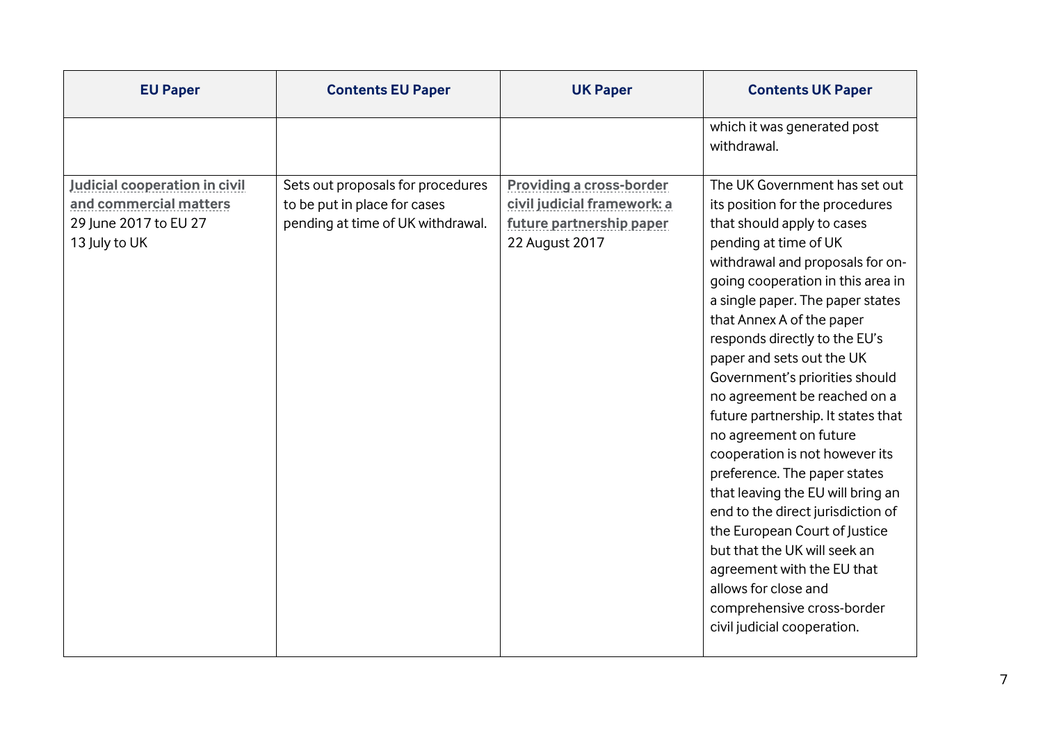| EU Paper | Contents EU Paper | UK Paper | Contents UK Paper |
| --- | --- | --- | --- |
| | | | which it was generated post withdrawal. |
| **Judicial cooperation in civil and commercial matters** 29 June 2017 to EU 27 13 July to UK | Sets out proposals for procedures to be put in place for cases pending at time of UK withdrawal. | **Providing a cross-border civil judicial framework: a future partnership paper** 22 August 2017 | The UK Government has set out its position for the procedures that should apply to cases pending at time of UK withdrawal and proposals for on-going cooperation in this area in a single paper. The paper states that Annex A of the paper responds directly to the EU's paper and sets out the UK Government's priorities should no agreement be reached on a future partnership. It states that no agreement on future cooperation is not however its preference. The paper states that leaving the EU will bring an end to the direct jurisdiction of the European Court of Justice but that the UK will seek an agreement with the EU that allows for close and comprehensive cross-border civil judicial cooperation. |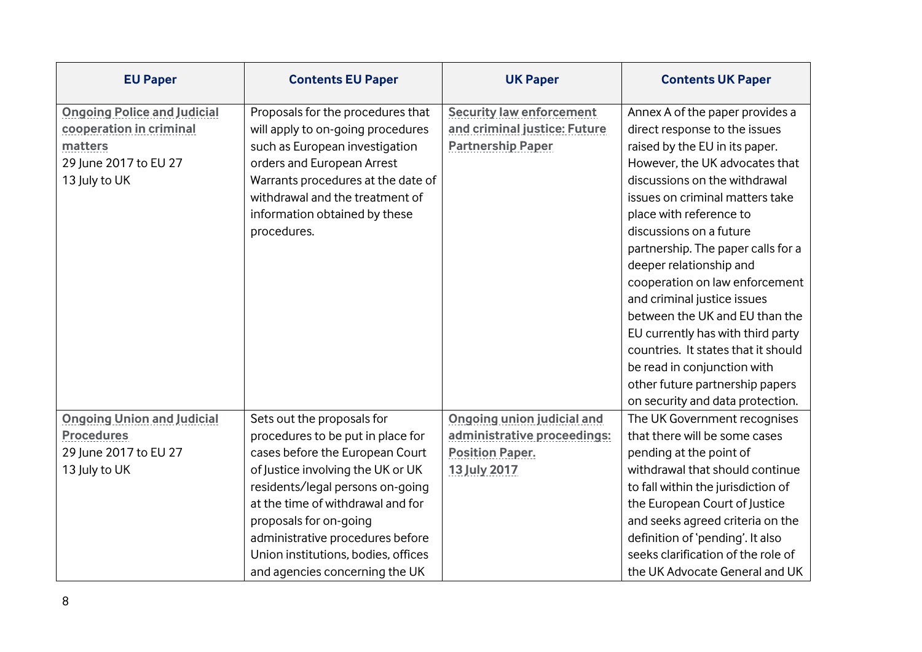| EU Paper | Contents EU Paper | UK Paper | Contents UK Paper |
|---|---|---|---|
| Ongoing Police and Judicial cooperation in criminal matters<br>29 June 2017 to EU 27<br>13 July to UK | Proposals for the procedures that will apply to on-going procedures such as European investigation orders and European Arrest Warrants procedures at the date of withdrawal and the treatment of information obtained by these procedures. | Security law enforcement and criminal justice: Future Partnership Paper | Annex A of the paper provides a direct response to the issues raised by the EU in its paper. However, the UK advocates that discussions on the withdrawal issues on criminal matters take place with reference to discussions on a future partnership. The paper calls for a deeper relationship and cooperation on law enforcement and criminal justice issues between the UK and EU than the EU currently has with third party countries. It states that it should be read in conjunction with other future partnership papers on security and data protection. |
| Ongoing Union and Judicial Procedures<br>29 June 2017 to EU 27<br>13 July to UK | Sets out the proposals for procedures to be put in place for cases before the European Court of Justice involving the UK or UK residents/legal persons on-going at the time of withdrawal and for proposals for on-going administrative procedures before Union institutions, bodies, offices and agencies concerning the UK | Ongoing union judicial and administrative proceedings: Position Paper.<br>13 July 2017 | The UK Government recognises that there will be some cases pending at the point of withdrawal that should continue to fall within the jurisdiction of the European Court of Justice and seeks agreed criteria on the definition of 'pending'. It also seeks clarification of the role of the UK Advocate General and UK |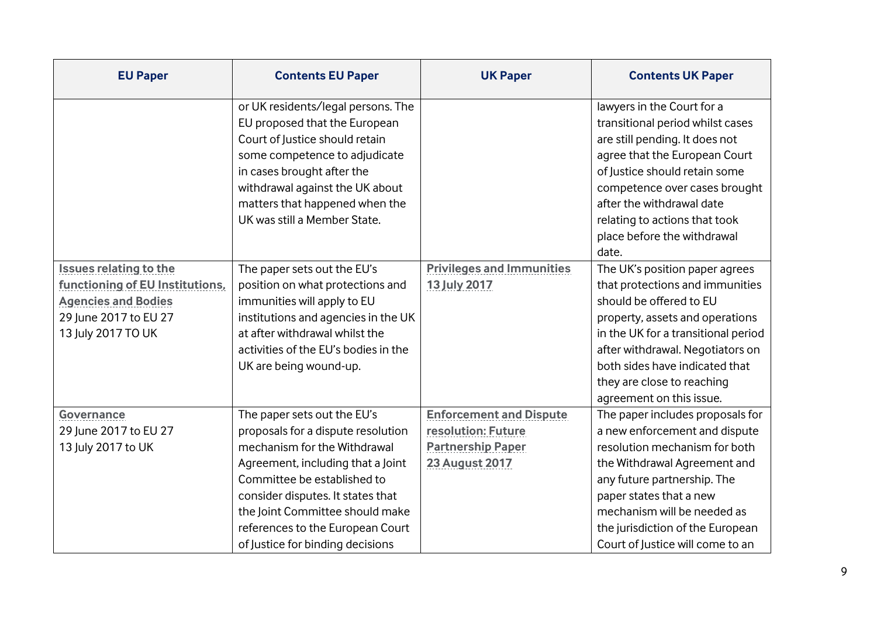| EU Paper | Contents EU Paper | UK Paper | Contents UK Paper |
|---|---|---|---|
| | or UK residents/legal persons. The EU proposed that the European Court of Justice should retain some competence to adjudicate in cases brought after the withdrawal against the UK about matters that happened when the UK was still a Member State. | | lawyers in the Court for a transitional period whilst cases are still pending. It does not agree that the European Court of Justice should retain some competence over cases brought after the withdrawal date relating to actions that took place before the withdrawal date. |
| **Issues relating to the functioning of EU Institutions, Agencies and Bodies**<br>29 June 2017 to EU 27<br>13 July 2017 TO UK | The paper sets out the EU's position on what protections and immunities will apply to EU institutions and agencies in the UK at after withdrawal whilst the activities of the EU's bodies in the UK are being wound-up. | **Privileges and Immunities 13 July 2017** | The UK's position paper agrees that protections and immunities should be offered to EU property, assets and operations in the UK for a transitional period after withdrawal. Negotiators on both sides have indicated that they are close to reaching agreement on this issue. |
| **Governance**<br>29 June 2017 to EU 27<br>13 July 2017 to UK | The paper sets out the EU's proposals for a dispute resolution mechanism for the Withdrawal Agreement, including that a Joint Committee be established to consider disputes. It states that the Joint Committee should make references to the European Court of Justice for binding decisions | **Enforcement and Dispute resolution: Future Partnership Paper 23 August 2017** | The paper includes proposals for a new enforcement and dispute resolution mechanism for both the Withdrawal Agreement and any future partnership. The paper states that a new mechanism will be needed as the jurisdiction of the European Court of Justice will come to an |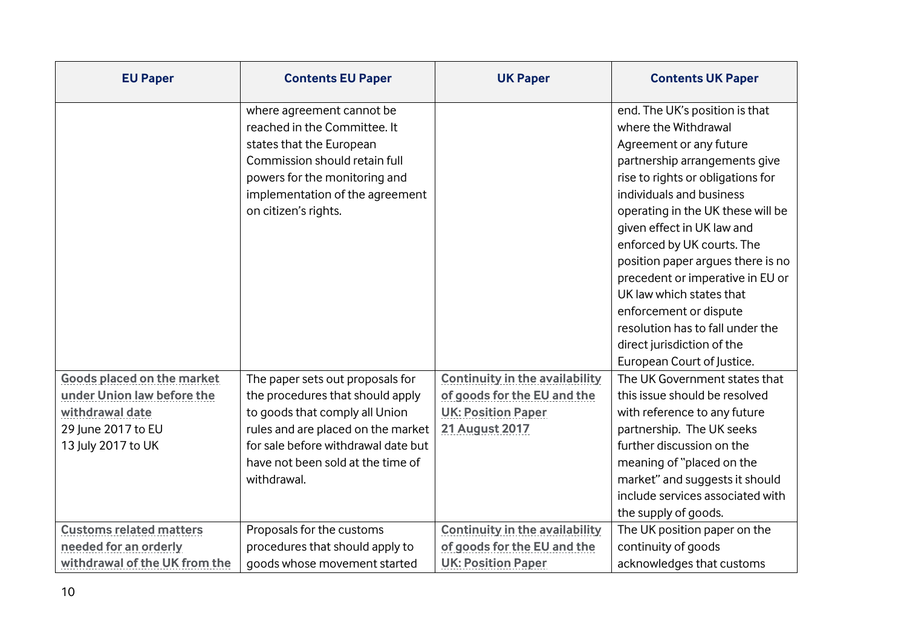| EU Paper | Contents EU Paper | UK Paper | Contents UK Paper |
| --- | --- | --- | --- |
| | where agreement cannot be reached in the Committee. It states that the European Commission should retain full powers for the monitoring and implementation of the agreement on citizen's rights. | | end. The UK's position is that where the Withdrawal Agreement or any future partnership arrangements give rise to rights or obligations for individuals and business operating in the UK these will be given effect in UK law and enforced by UK courts. The position paper argues there is no precedent or imperative in EU or UK law which states that enforcement or dispute resolution has to fall under the direct jurisdiction of the European Court of Justice. |
| **Goods placed on the market under Union law before the withdrawal date** 29 June 2017 to EU 13 July 2017 to UK | The paper sets out proposals for the procedures that should apply to goods that comply all Union rules and are placed on the market for sale before withdrawal date but have not been sold at the time of withdrawal. | **Continuity in the availability of goods for the EU and the UK: Position Paper 21 August 2017** | The UK Government states that this issue should be resolved with reference to any future partnership. The UK seeks further discussion on the meaning of "placed on the market" and suggests it should include services associated with the supply of goods. |
| **Customs related matters needed for an orderly withdrawal of the UK from the** | Proposals for the customs procedures that should apply to goods whose movement started | **Continuity in the availability of goods for the EU and the UK: Position Paper** | The UK position paper on the continuity of goods acknowledges that customs |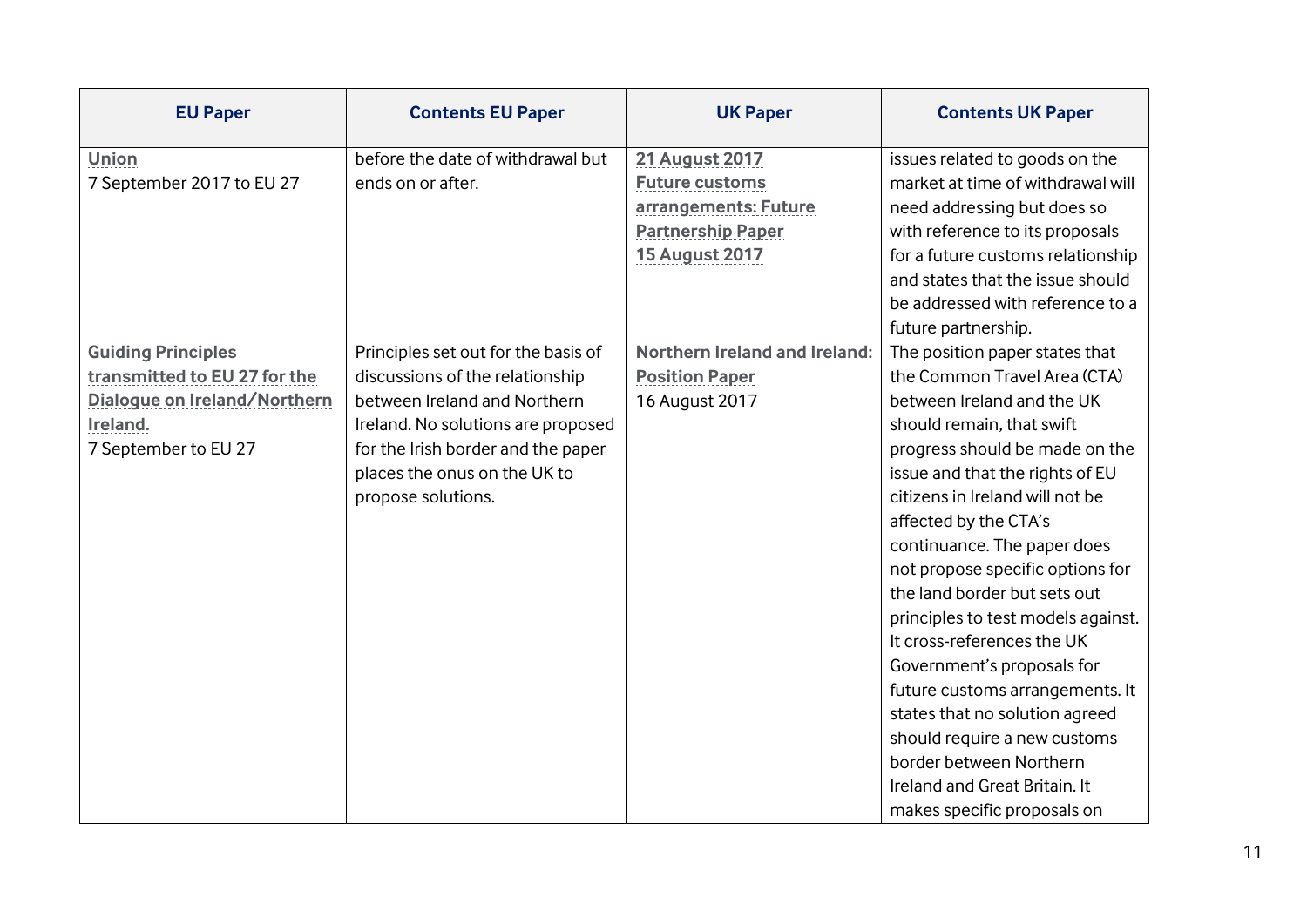| EU Paper | Contents EU Paper | UK Paper | Contents UK Paper |
| --- | --- | --- | --- |
| Union<br>7 September 2017 to EU 27 | before the date of withdrawal but ends on or after. | 21 August 2017<br>Future customs arrangements: Future Partnership Paper<br>15 August 2017 | issues related to goods on the market at time of withdrawal will need addressing but does so with reference to its proposals for a future customs relationship and states that the issue should be addressed with reference to a future partnership. |
| Guiding Principles transmitted to EU 27 for the Dialogue on Ireland/Northern Ireland.<br>7 September to EU 27 | Principles set out for the basis of discussions of the relationship between Ireland and Northern Ireland. No solutions are proposed for the Irish border and the paper places the onus on the UK to propose solutions. | Northern Ireland and Ireland: Position Paper<br>16 August 2017 | The position paper states that the Common Travel Area (CTA) between Ireland and the UK should remain, that swift progress should be made on the issue and that the rights of EU citizens in Ireland will not be affected by the CTA's continuance. The paper does not propose specific options for the land border but sets out principles to test models against. It cross-references the UK Government's proposals for future customs arrangements. It states that no solution agreed should require a new customs border between Northern Ireland and Great Britain. It makes specific proposals on |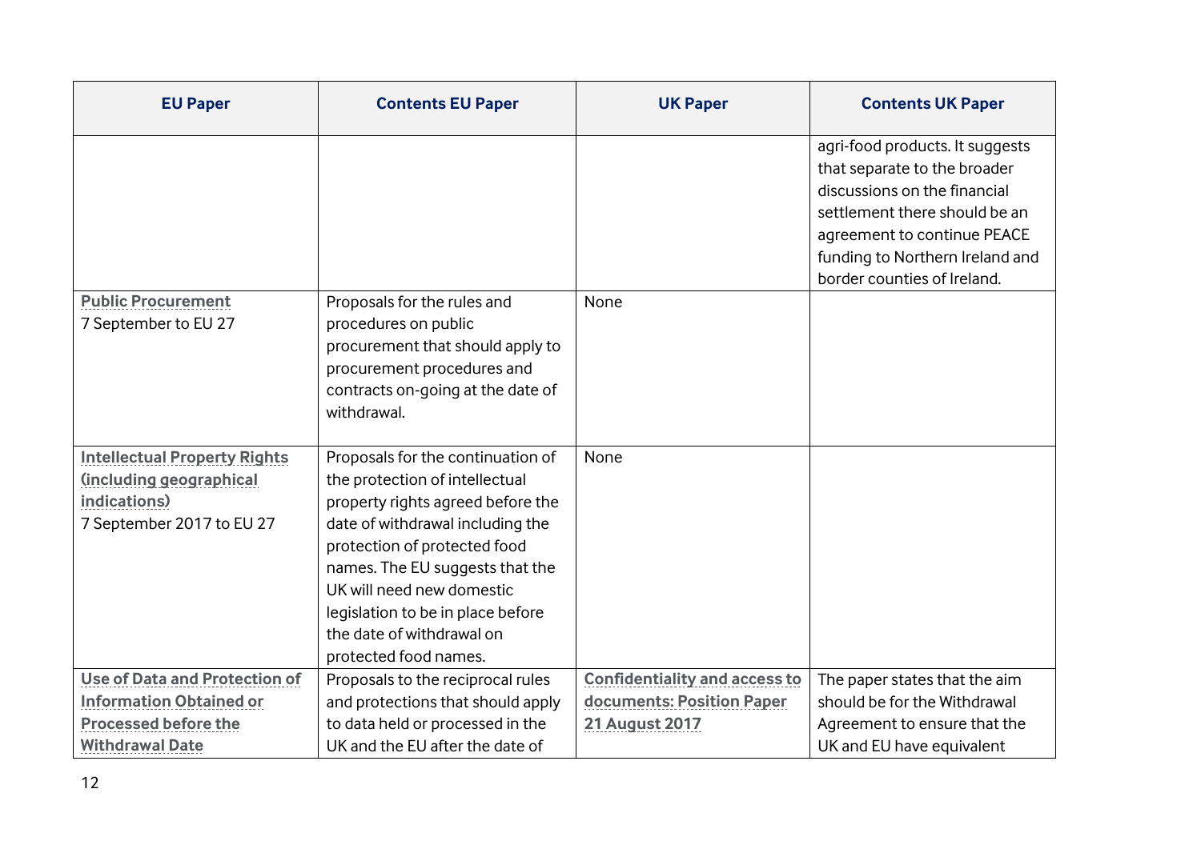| EU Paper | Contents EU Paper | UK Paper | Contents UK Paper |
|---|---|---|---|
| | | | agri-food products. It suggests that separate to the broader discussions on the financial settlement there should be an agreement to continue PEACE funding to Northern Ireland and border counties of Ireland. |
| **Public Procurement** 7 September to EU 27 | Proposals for the rules and procedures on public procurement that should apply to procurement procedures and contracts on-going at the date of withdrawal. | None | |
| **Intellectual Property Rights (including geographical indications)** 7 September 2017 to EU 27 | Proposals for the continuation of the protection of intellectual property rights agreed before the date of withdrawal including the protection of protected food names. The EU suggests that the UK will need new domestic legislation to be in place before the date of withdrawal on protected food names. | None | |
| **Use of Data and Protection of Information Obtained or Processed before the Withdrawal Date** | Proposals to the reciprocal rules and protections that should apply to data held or processed in the UK and the EU after the date of | **Confidentiality and access to documents: Position Paper 21 August 2017** | The paper states that the aim should be for the Withdrawal Agreement to ensure that the UK and EU have equivalent |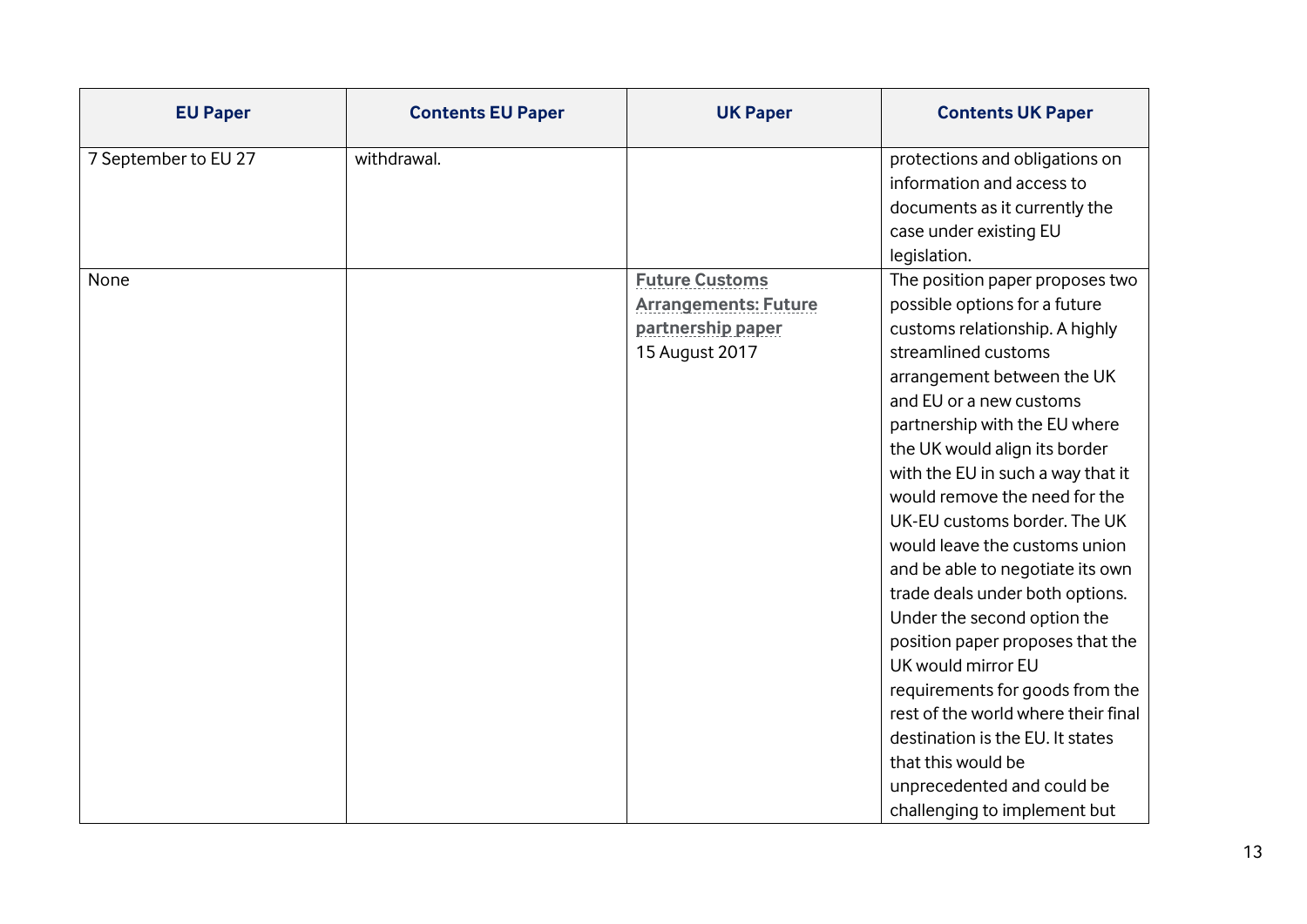| EU Paper | Contents EU Paper | UK Paper | Contents UK Paper |
|---|---|---|---|
| 7 September to EU 27 | withdrawal. | | protections and obligations on information and access to documents as it currently the case under existing EU legislation. |
| None | | **Future Customs Arrangements: Future partnership paper** 15 August 2017 | The position paper proposes two possible options for a future customs relationship. A highly streamlined customs arrangement between the UK and EU or a new customs partnership with the EU where the UK would align its border with the EU in such a way that it would remove the need for the UK-EU customs border. The UK would leave the customs union and be able to negotiate its own trade deals under both options. Under the second option the position paper proposes that the UK would mirror EU requirements for goods from the rest of the world where their final destination is the EU. It states that this would be unprecedented and could be challenging to implement but |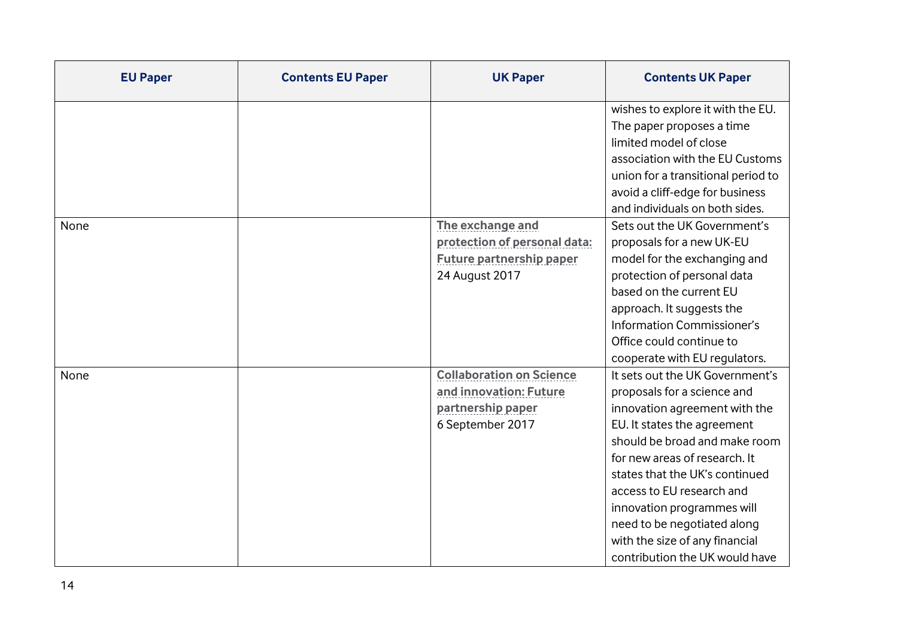| EU Paper | Contents EU Paper | UK Paper | Contents UK Paper |
|---|---|---|---|
| | | | wishes to explore it with the EU. The paper proposes a time limited model of close association with the EU Customs union for a transitional period to avoid a cliff-edge for business and individuals on both sides. |
| None | | **The exchange and protection of personal data: Future partnership paper** 24 August 2017 | Sets out the UK Government's proposals for a new UK-EU model for the exchanging and protection of personal data based on the current EU approach. It suggests the Information Commissioner's Office could continue to cooperate with EU regulators. |
| None | | **Collaboration on Science and innovation: Future partnership paper** 6 September 2017 | It sets out the UK Government's proposals for a science and innovation agreement with the EU. It states the agreement should be broad and make room for new areas of research. It states that the UK's continued access to EU research and innovation programmes will need to be negotiated along with the size of any financial contribution the UK would have |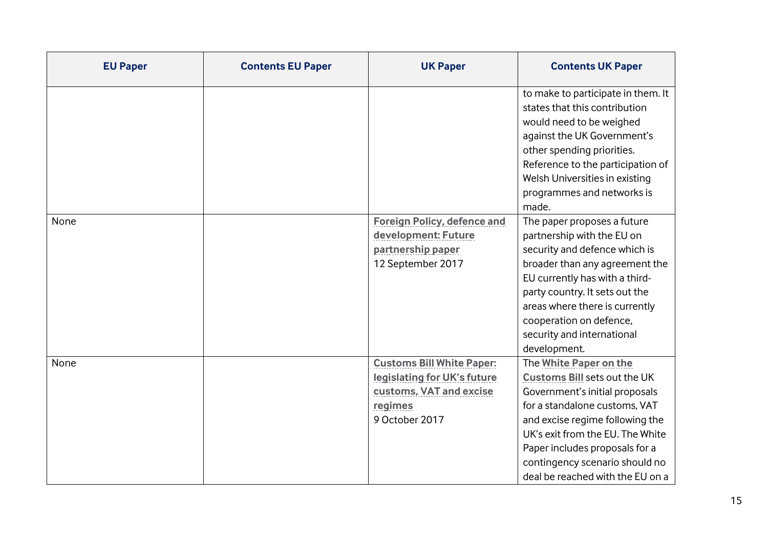| EU Paper | Contents EU Paper | UK Paper | Contents UK Paper |
| --- | --- | --- | --- |
| | | | to make to participate in them. It states that this contribution would need to be weighed against the UK Government's other spending priorities. Reference to the participation of Welsh Universities in existing programmes and networks is made. |
| None | | **Foreign Policy, defence and development: Future partnership paper** 12 September 2017 | The paper proposes a future partnership with the EU on security and defence which is broader than any agreement the EU currently has with a third-party country. It sets out the areas where there is currently cooperation on defence, security and international development. |
| None | | **Customs Bill White Paper: legislating for UK's future customs, VAT and excise regimes** 9 October 2017 | The **White Paper on the Customs Bill** sets out the UK Government's initial proposals for a standalone customs, VAT and excise regime following the UK's exit from the EU. The White Paper includes proposals for a contingency scenario should no deal be reached with the EU on a |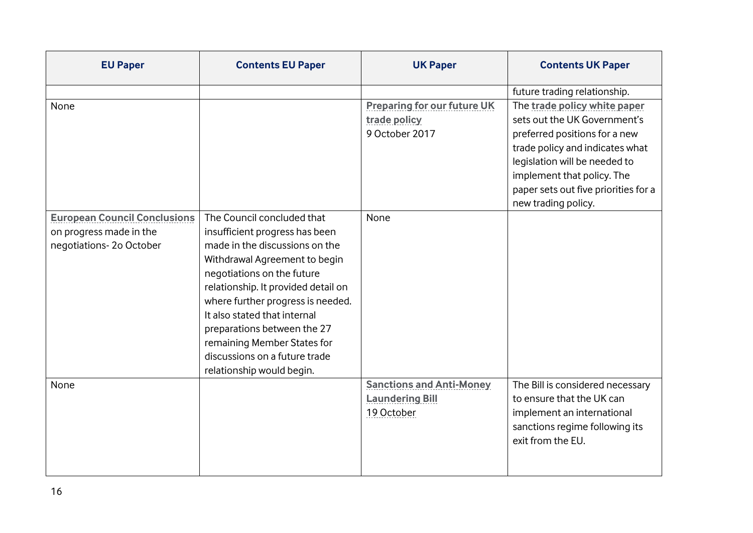| EU Paper | Contents EU Paper | UK Paper | Contents UK Paper |
|---|---|---|---|
| | | | future trading relationship. |
| None | | **Preparing for our future UK trade policy** 9 October 2017 | The **trade policy white paper** sets out the UK Government's preferred positions for a new trade policy and indicates what legislation will be needed to implement that policy. The paper sets out five priorities for a new trading policy. |
| **European Council Conclusions** on progress made in the negotiations- 2o October | The Council concluded that insufficient progress has been made in the discussions on the Withdrawal Agreement to begin negotiations on the future relationship. It provided detail on where further progress is needed. It also stated that internal preparations between the 27 remaining Member States for discussions on a future trade relationship would begin. | None | |
| None | | **Sanctions and Anti-Money Laundering Bill** 19 October | The Bill is considered necessary to ensure that the UK can implement an international sanctions regime following its exit from the EU. |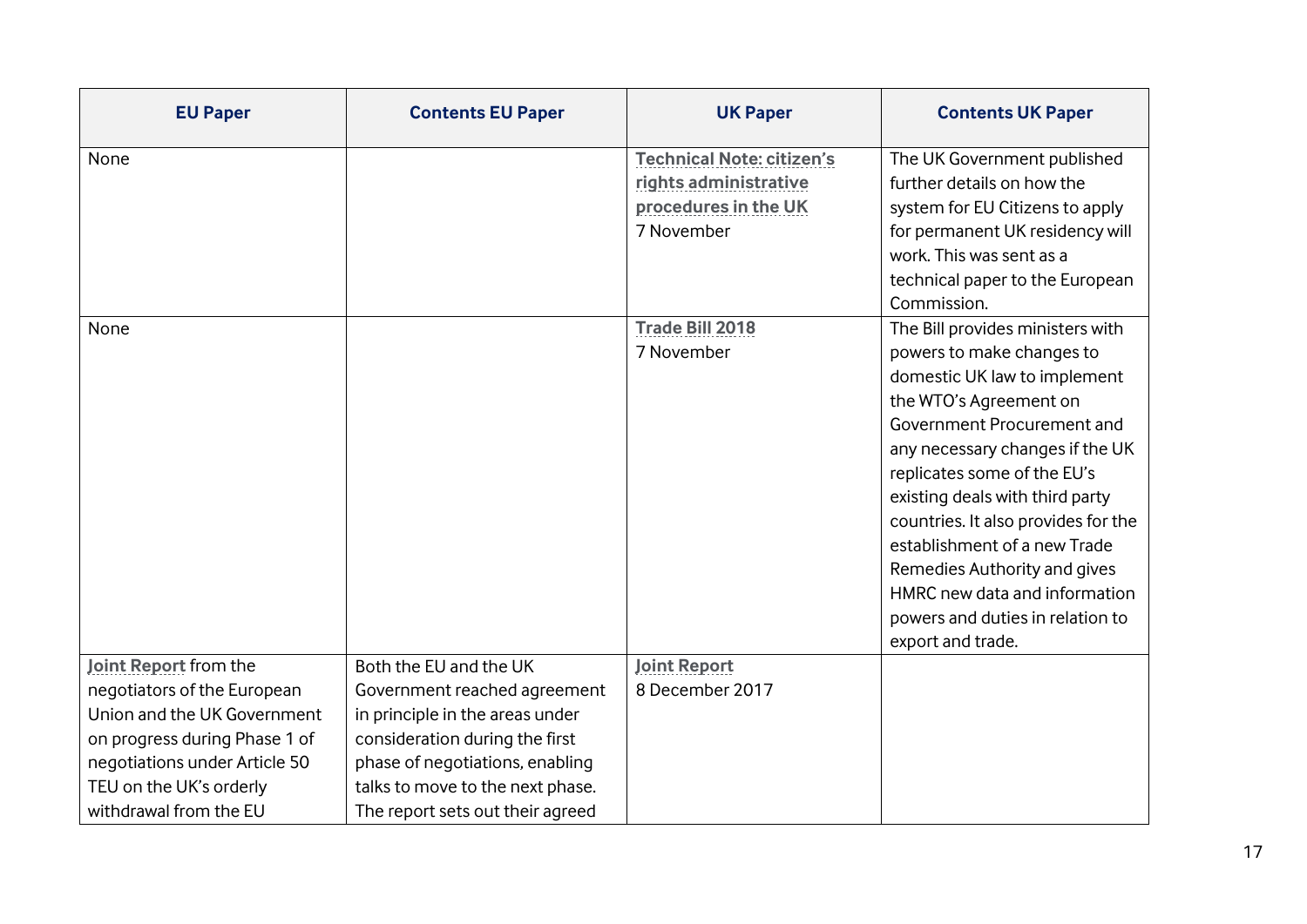| EU Paper | Contents EU Paper | UK Paper | Contents UK Paper |
| --- | --- | --- | --- |
| None | | **Technical Note: citizen's rights administrative procedures in the UK** 7 November | The UK Government published further details on how the system for EU Citizens to apply for permanent UK residency will work. This was sent as a technical paper to the European Commission. |
| None | | **Trade Bill 2018** 7 November | The Bill provides ministers with powers to make changes to domestic UK law to implement the WTO's Agreement on Government Procurement and any necessary changes if the UK replicates some of the EU's existing deals with third party countries. It also provides for the establishment of a new Trade Remedies Authority and gives HMRC new data and information powers and duties in relation to export and trade. |
| **Joint Report** from the negotiators of the European Union and the UK Government on progress during Phase 1 of negotiations under Article 50 TEU on the UK's orderly withdrawal from the EU | Both the EU and the UK Government reached agreement in principle in the areas under consideration during the first phase of negotiations, enabling talks to move to the next phase. The report sets out their agreed | **Joint Report** 8 December 2017 | |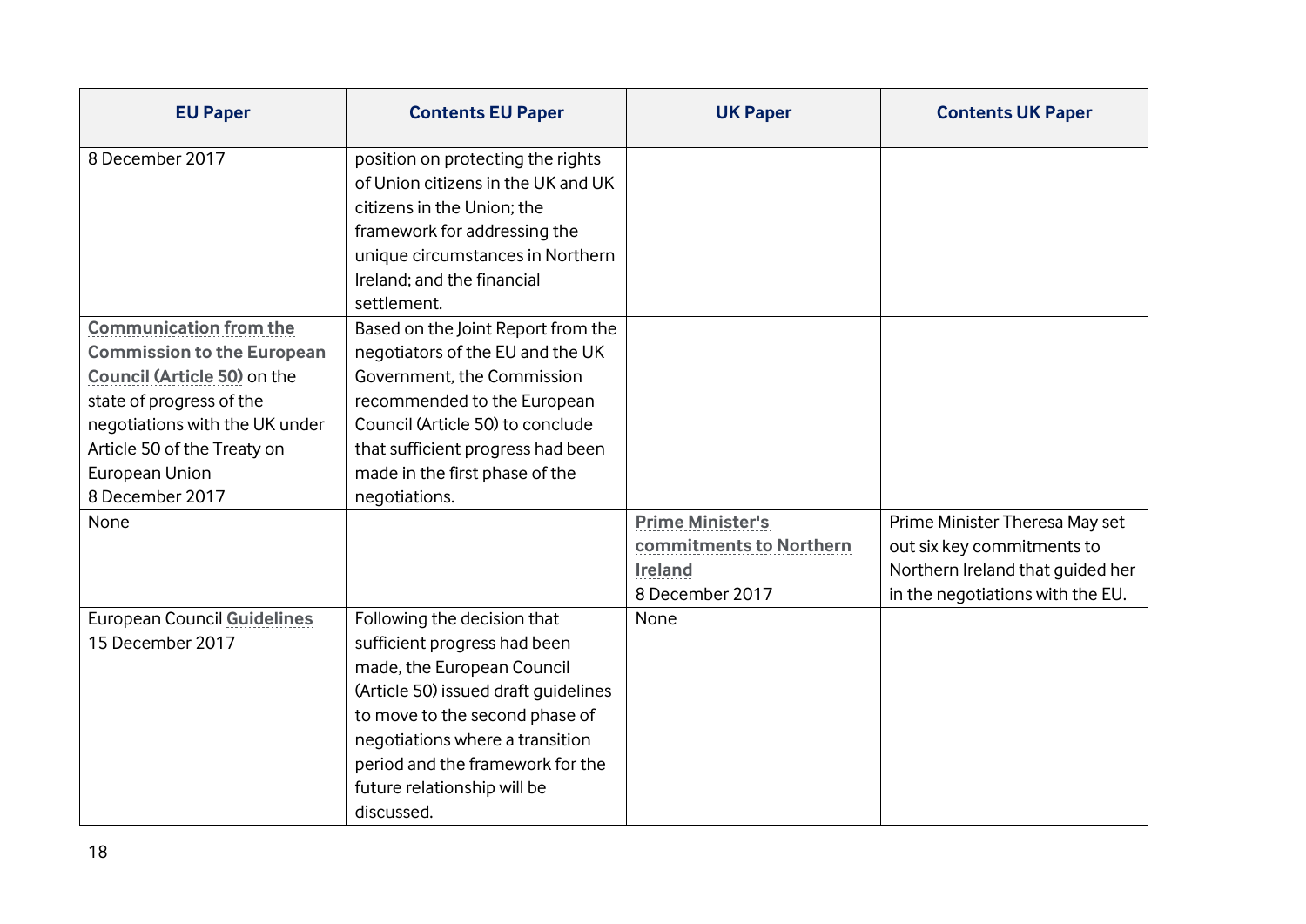| EU Paper | Contents EU Paper | UK Paper | Contents UK Paper |
|---|---|---|---|
| 8 December 2017 | position on protecting the rights of Union citizens in the UK and UK citizens in the Union; the framework for addressing the unique circumstances in Northern Ireland; and the financial settlement. | | |
| **Communication from the Commission to the European Council (Article 50)** on the state of progress of the negotiations with the UK under Article 50 of the Treaty on European Union 8 December 2017 | Based on the Joint Report from the negotiators of the EU and the UK Government, the Commission recommended to the European Council (Article 50) to conclude that sufficient progress had been made in the first phase of the negotiations. | | |
| None | | **Prime Minister's commitments to Northern Ireland** 8 December 2017 | Prime Minister Theresa May set out six key commitments to Northern Ireland that guided her in the negotiations with the EU. |
| European Council **Guidelines** 15 December 2017 | Following the decision that sufficient progress had been made, the European Council (Article 50) issued draft guidelines to move to the second phase of negotiations where a transition period and the framework for the future relationship will be discussed. | None | |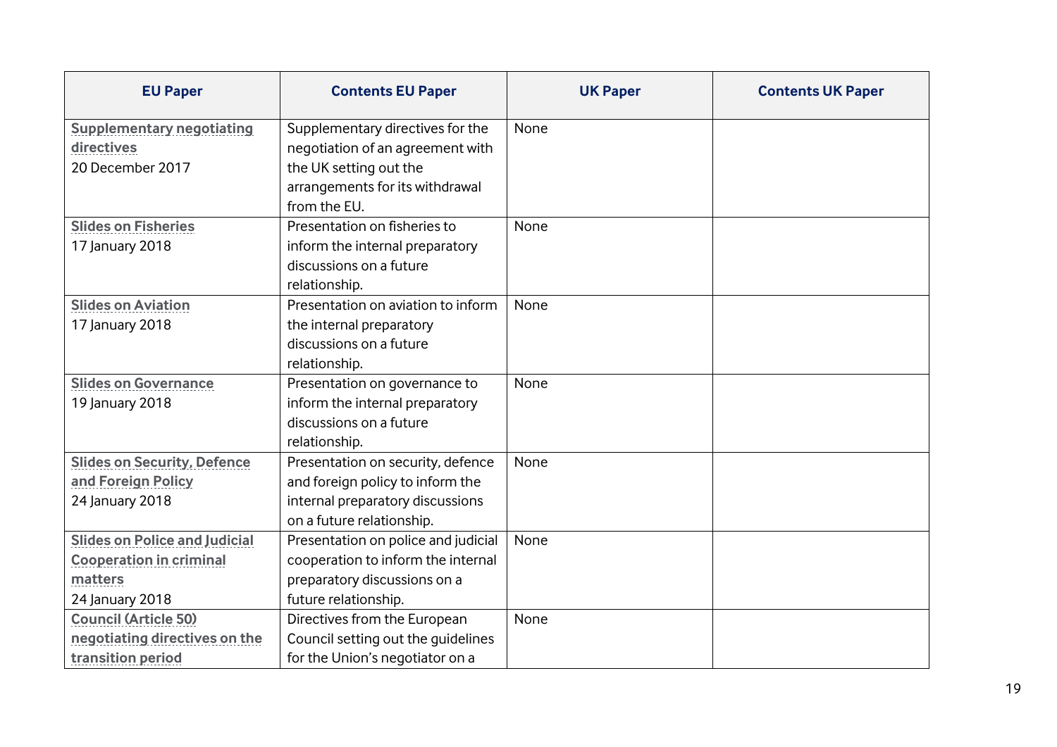| EU Paper | Contents EU Paper | UK Paper | Contents UK Paper |
|---|---|---|---|
| Supplementary negotiating directives<br>20 December 2017 | Supplementary directives for the negotiation of an agreement with the UK setting out the arrangements for its withdrawal from the EU. | None | |
| Slides on Fisheries<br>17 January 2018 | Presentation on fisheries to inform the internal preparatory discussions on a future relationship. | None | |
| Slides on Aviation<br>17 January 2018 | Presentation on aviation to inform the internal preparatory discussions on a future relationship. | None | |
| Slides on Governance<br>19 January 2018 | Presentation on governance to inform the internal preparatory discussions on a future relationship. | None | |
| Slides on Security, Defence and Foreign Policy<br>24 January 2018 | Presentation on security, defence and foreign policy to inform the internal preparatory discussions on a future relationship. | None | |
| Slides on Police and Judicial Cooperation in criminal matters<br>24 January 2018 | Presentation on police and judicial cooperation to inform the internal preparatory discussions on a future relationship. | None | |
| Council (Article 50) negotiating directives on the transition period | Directives from the European Council setting out the guidelines for the Union's negotiator on a | None | |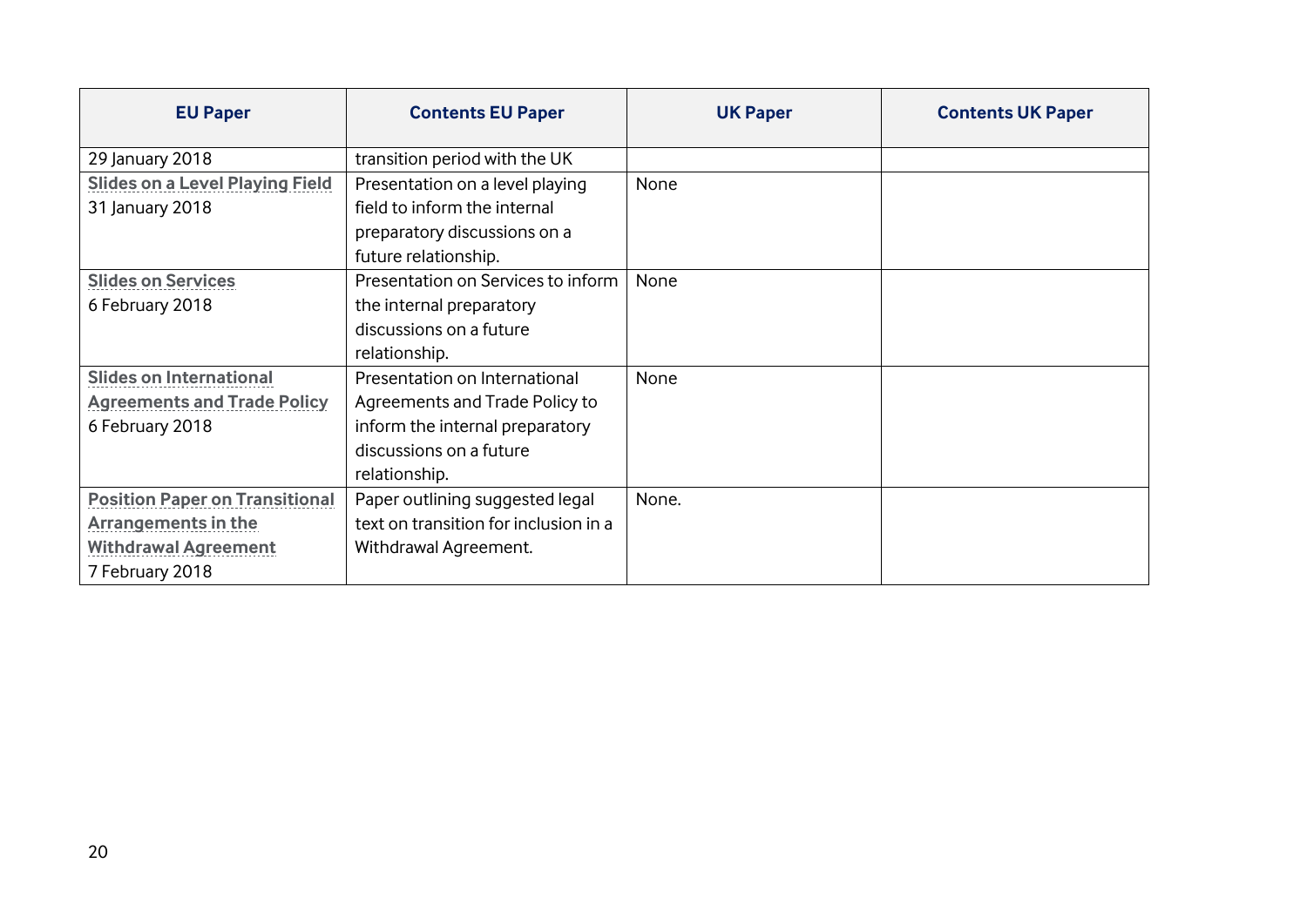| EU Paper | Contents EU Paper | UK Paper | Contents UK Paper |
| --- | --- | --- | --- |
| 29 January 2018 | transition period with the UK | | |
| Slides on a Level Playing Field 31 January 2018 | Presentation on a level playing field to inform the internal preparatory discussions on a future relationship. | None | |
| Slides on Services 6 February 2018 | Presentation on Services to inform the internal preparatory discussions on a future relationship. | None | |
| Slides on International Agreements and Trade Policy 6 February 2018 | Presentation on International Agreements and Trade Policy to inform the internal preparatory discussions on a future relationship. | None | |
| Position Paper on Transitional Arrangements in the Withdrawal Agreement 7 February 2018 | Paper outlining suggested legal text on transition for inclusion in a Withdrawal Agreement. | None. | |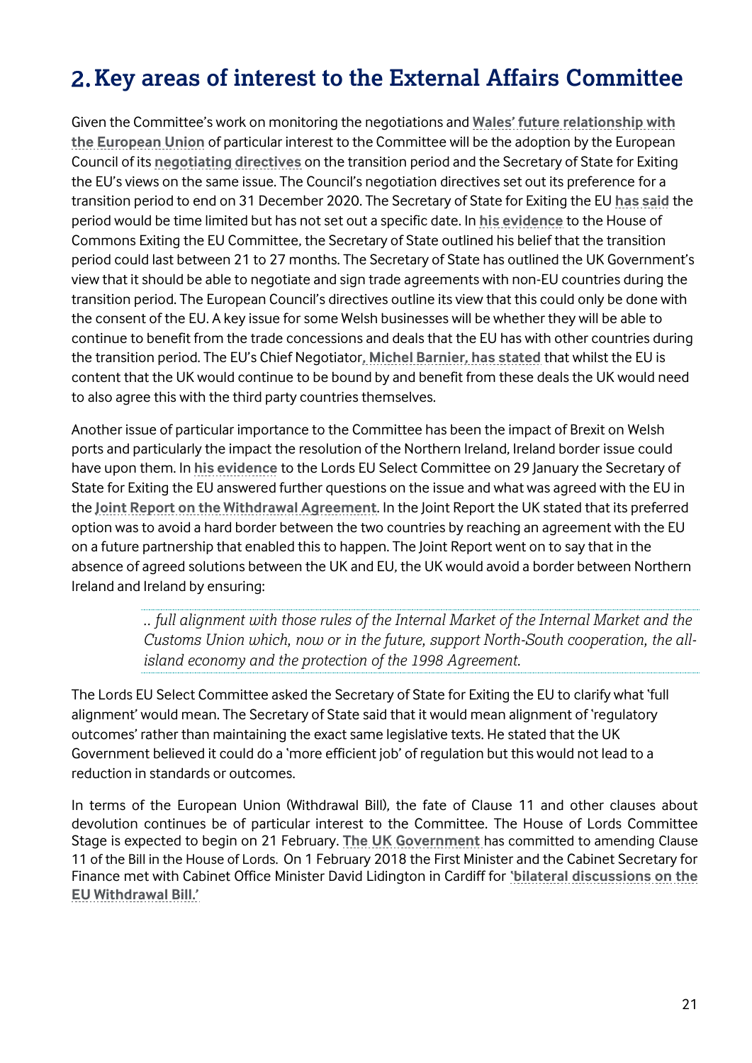## 2. Key areas of interest to the External Affairs Committee

Given the Committee's work on monitoring the negotiations and **Wales' future relationship with the European Union** of particular interest to the Committee will be the adoption by the European Council of its **negotiating directives** on the transition period and the Secretary of State for Exiting the EU's views on the same issue. The Council's negotiation directives set out its preference for a transition period to end on 31 December 2020. The Secretary of State for Exiting the EU **has said** the period would be time limited but has not set out a specific date. In **his evidence** to the House of Commons Exiting the EU Committee, the Secretary of State outlined his belief that the transition period could last between 21 to 27 months. The Secretary of State has outlined the UK Government's view that it should be able to negotiate and sign trade agreements with non-EU countries during the transition period. The European Council's directives outline its view that this could only be done with the consent of the EU. A key issue for some Welsh businesses will be whether they will be able to continue to benefit from the trade concessions and deals that the EU has with other countries during the transition period. The EU's Chief Negotiator**, Michel Barnier, has stated** that whilst the EU is content that the UK would continue to be bound by and benefit from these deals the UK would need to also agree this with the third party countries themselves.

Another issue of particular importance to the Committee has been the impact of Brexit on Welsh ports and particularly the impact the resolution of the Northern Ireland, Ireland border issue could have upon them. In **his evidence** to the Lords EU Select Committee on 29 January the Secretary of State for Exiting the EU answered further questions on the issue and what was agreed with the EU in the **Joint Report on the Withdrawal Agreement**. In the Joint Report the UK stated that its preferred option was to avoid a hard border between the two countries by reaching an agreement with the EU on a future partnership that enabled this to happen. The Joint Report went on to say that in the absence of agreed solutions between the UK and EU, the UK would avoid a border between Northern Ireland and Ireland by ensuring:

> *.. full alignment with those rules of the Internal Market of the Internal Market and the Customs Union which, now or in the future, support North-South cooperation, the all-island economy and the protection of the 1998 Agreement.*

The Lords EU Select Committee asked the Secretary of State for Exiting the EU to clarify what 'full alignment' would mean. The Secretary of State said that it would mean alignment of 'regulatory outcomes' rather than maintaining the exact same legislative texts. He stated that the UK Government believed it could do a 'more efficient job' of regulation but this would not lead to a reduction in standards or outcomes.

In terms of the European Union (Withdrawal Bill), the fate of Clause 11 and other clauses about devolution continues be of particular interest to the Committee. The House of Lords Committee Stage is expected to begin on 21 February. **The UK Government** has committed to amending Clause 11 of the Bill in the House of Lords. On 1 February 2018 the First Minister and the Cabinet Secretary for Finance met with Cabinet Office Minister David Lidington in Cardiff for **'bilateral discussions on the EU Withdrawal Bill.'**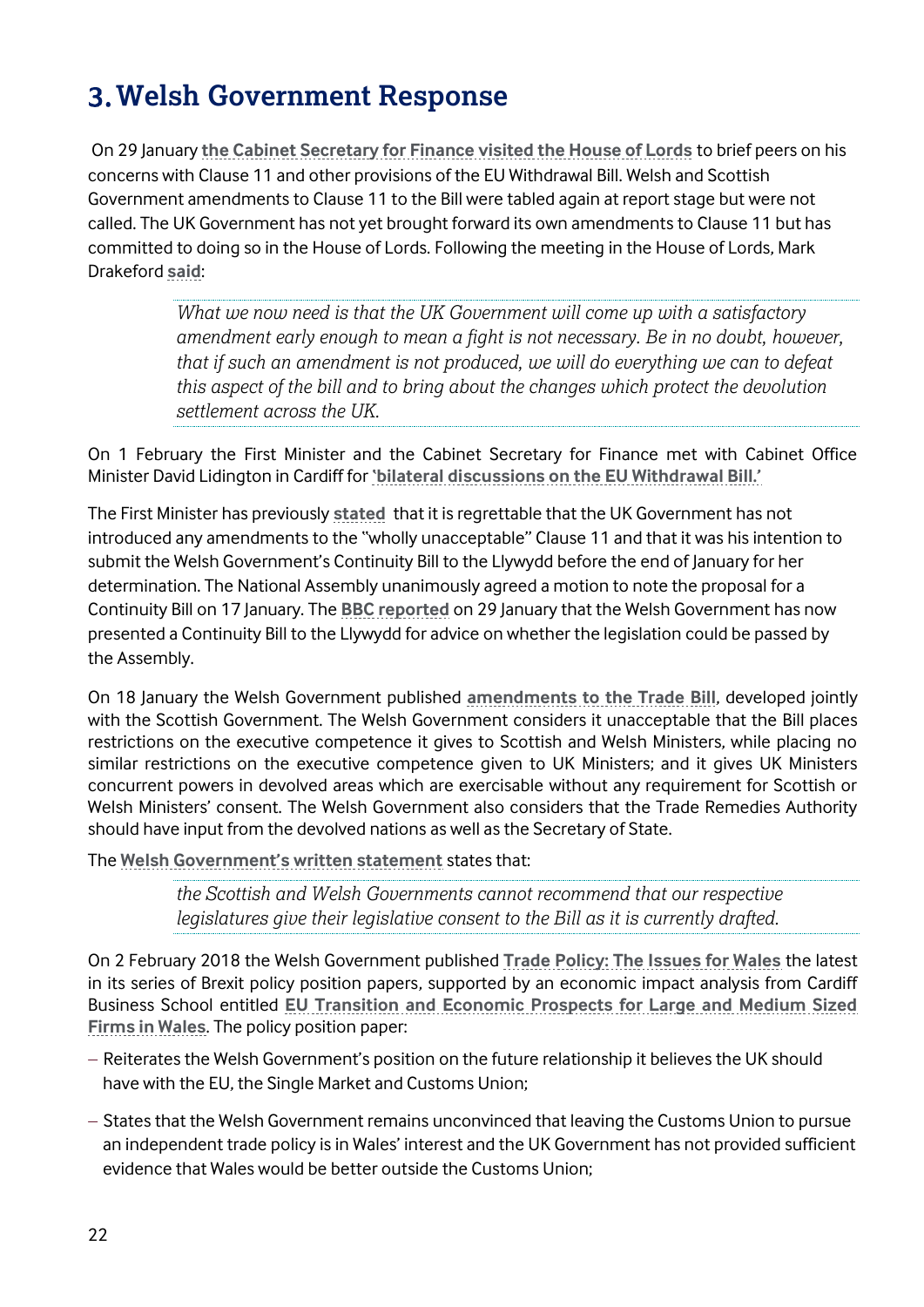# 3. Welsh Government Response

On 29 January **the Cabinet Secretary for Finance visited the House of Lords** to brief peers on his concerns with Clause 11 and other provisions of the EU Withdrawal Bill. Welsh and Scottish Government amendments to Clause 11 to the Bill were tabled again at report stage but were not called. The UK Government has not yet brought forward its own amendments to Clause 11 but has committed to doing so in the House of Lords. Following the meeting in the House of Lords, Mark Drakeford **said**:

> *What we now need is that the UK Government will come up with a satisfactory amendment early enough to mean a fight is not necessary. Be in no doubt, however, that if such an amendment is not produced, we will do everything we can to defeat this aspect of the bill and to bring about the changes which protect the devolution settlement across the UK.*

On 1 February the First Minister and the Cabinet Secretary for Finance met with Cabinet Office Minister David Lidington in Cardiff for **'bilateral discussions on the EU Withdrawal Bill.'**

The First Minister has previously **stated** that it is regrettable that the UK Government has not introduced any amendments to the "wholly unacceptable" Clause 11 and that it was his intention to submit the Welsh Government's Continuity Bill to the Llywydd before the end of January for her determination. The National Assembly unanimously agreed a motion to note the proposal for a Continuity Bill on 17 January. The **BBC reported** on 29 January that the Welsh Government has now presented a Continuity Bill to the Llywydd for advice on whether the legislation could be passed by the Assembly.

On 18 January the Welsh Government published **amendments to the Trade Bill**, developed jointly with the Scottish Government. The Welsh Government considers it unacceptable that the Bill places restrictions on the executive competence it gives to Scottish and Welsh Ministers, while placing no similar restrictions on the executive competence given to UK Ministers; and it gives UK Ministers concurrent powers in devolved areas which are exercisable without any requirement for Scottish or Welsh Ministers' consent. The Welsh Government also considers that the Trade Remedies Authority should have input from the devolved nations as well as the Secretary of State.

The **Welsh Government's written statement** states that:

> *the Scottish and Welsh Governments cannot recommend that our respective legislatures give their legislative consent to the Bill as it is currently drafted.*

On 2 February 2018 the Welsh Government published **Trade Policy: The Issues for Wales** the latest in its series of Brexit policy position papers, supported by an economic impact analysis from Cardiff Business School entitled **EU Transition and Economic Prospects for Large and Medium Sized Firms in Wales**. The policy position paper:

- Reiterates the Welsh Government's position on the future relationship it believes the UK should have with the EU, the Single Market and Customs Union;
- States that the Welsh Government remains unconvinced that leaving the Customs Union to pursue an independent trade policy is in Wales' interest and the UK Government has not provided sufficient evidence that Wales would be better outside the Customs Union;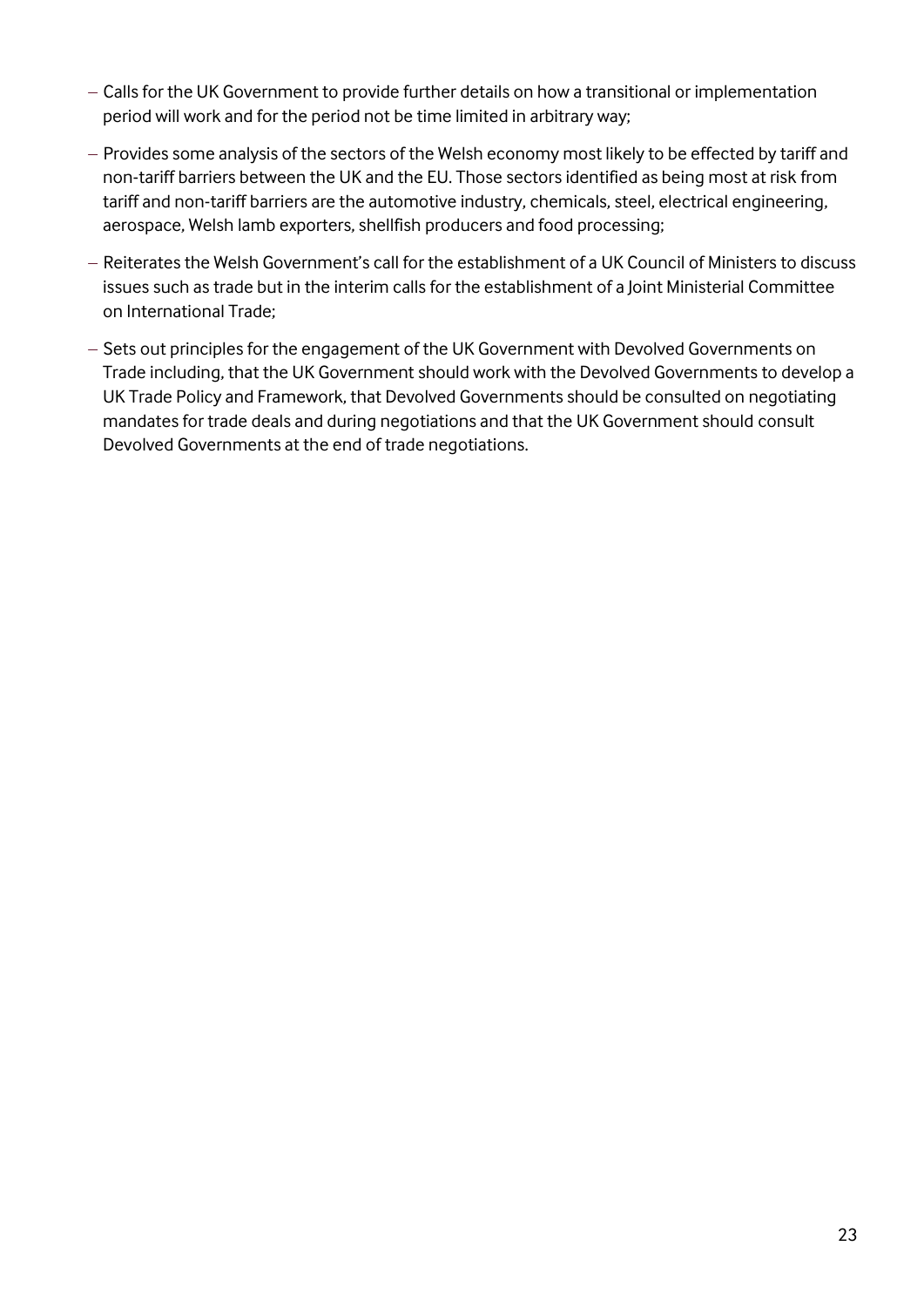- Calls for the UK Government to provide further details on how a transitional or implementation period will work and for the period not be time limited in arbitrary way;
- Provides some analysis of the sectors of the Welsh economy most likely to be effected by tariff and non-tariff barriers between the UK and the EU. Those sectors identified as being most at risk from tariff and non-tariff barriers are the automotive industry, chemicals, steel, electrical engineering, aerospace, Welsh lamb exporters, shellfish producers and food processing;
- Reiterates the Welsh Government's call for the establishment of a UK Council of Ministers to discuss issues such as trade but in the interim calls for the establishment of a Joint Ministerial Committee on International Trade;
- Sets out principles for the engagement of the UK Government with Devolved Governments on Trade including, that the UK Government should work with the Devolved Governments to develop a UK Trade Policy and Framework, that Devolved Governments should be consulted on negotiating mandates for trade deals and during negotiations and that the UK Government should consult Devolved Governments at the end of trade negotiations.